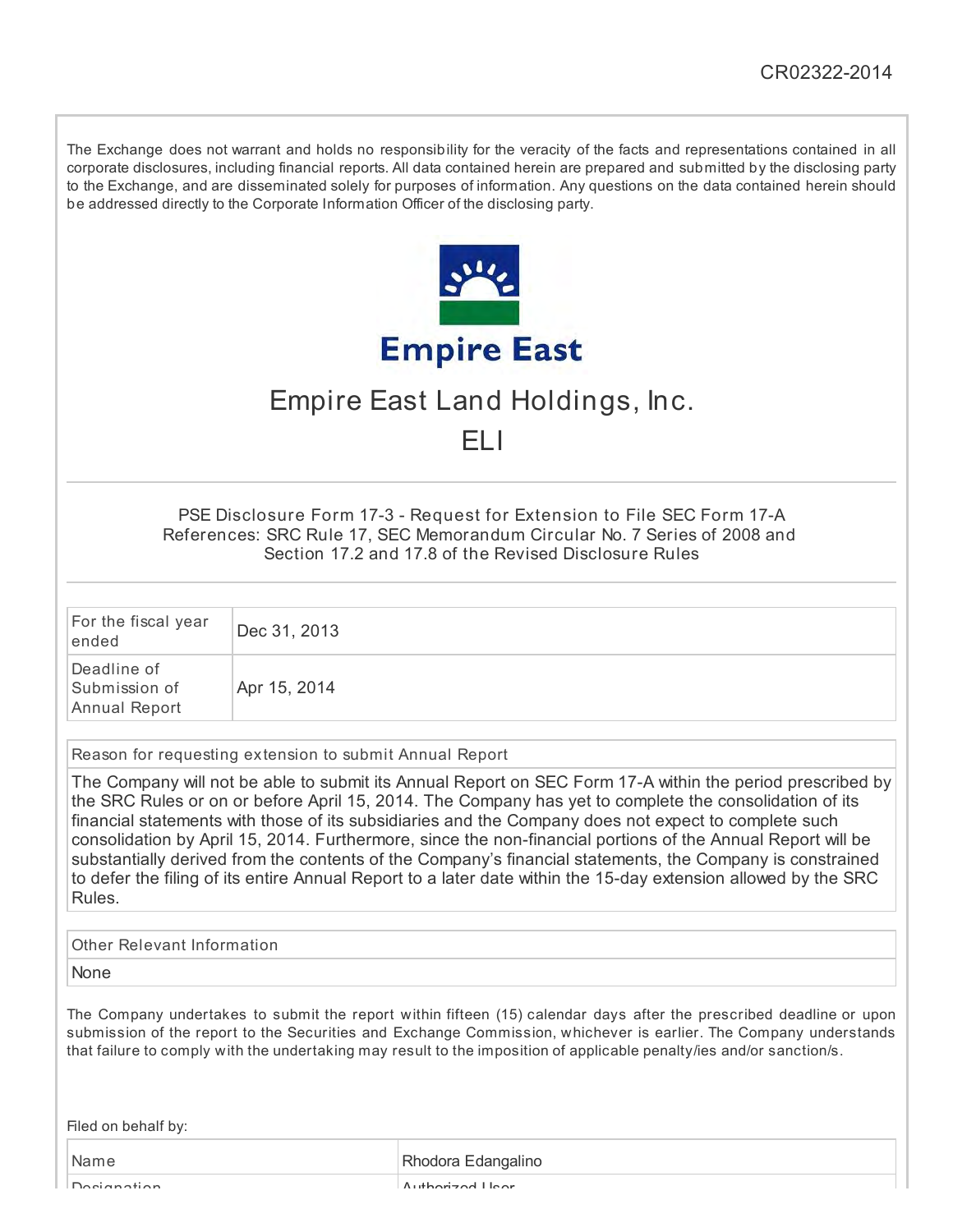CR02322-2014

The Exchange does not warrant and holds no responsibility for the veracity of the facts and representations contained in all corporate disclosures, including financial reports. All data contained herein are prepared and submitted by the disclosing party to the Exchange, and are disseminated solely for purposes of information. Any questions on the data contained herein should be addressed directly to the Corporate Information Officer of the disclosing party.

Empire East

# Empire East Land Holdings, Inc.

## ELI

PSE Disclosure Form 17-3 - Request for Extension to File SEC Form 17-A
References: SRC Rule 17, SEC Memorandum Circular No. 7 Series of 2008 and Section 17.2 and 17.8 of the Revised Disclosure Rules

| | |
|---|---|
| For the fiscal year ended | Dec 31, 2013 |
| Deadline of Submission of Annual Report | Apr 15, 2014 |

| Reason for requesting extension to submit Annual Report |
|---|
| The Company will not be able to submit its Annual Report on SEC Form 17-A within the period prescribed by the SRC Rules or on or before April 15, 2014. The Company has yet to complete the consolidation of its financial statements with those of its subsidiaries and the Company does not expect to complete such consolidation by April 15, 2014. Furthermore, since the non-financial portions of the Annual Report will be substantially derived from the contents of the Company's financial statements, the Company is constrained to defer the filing of its entire Annual Report to a later date within the 15-day extension allowed by the SRC Rules. |

| Other Relevant Information |
|---|
| None |

The Company undertakes to submit the report within fifteen (15) calendar days after the prescribed deadline or upon submission of the report to the Securities and Exchange Commission, whichever is earlier. The Company understands that failure to comply with the undertaking may result to the imposition of applicable penalty/ies and/or sanction/s.

Filed on behalf by:

| | |
|---|---|
| Name | Rhodora Edangalino |
| Designation | Authorized User |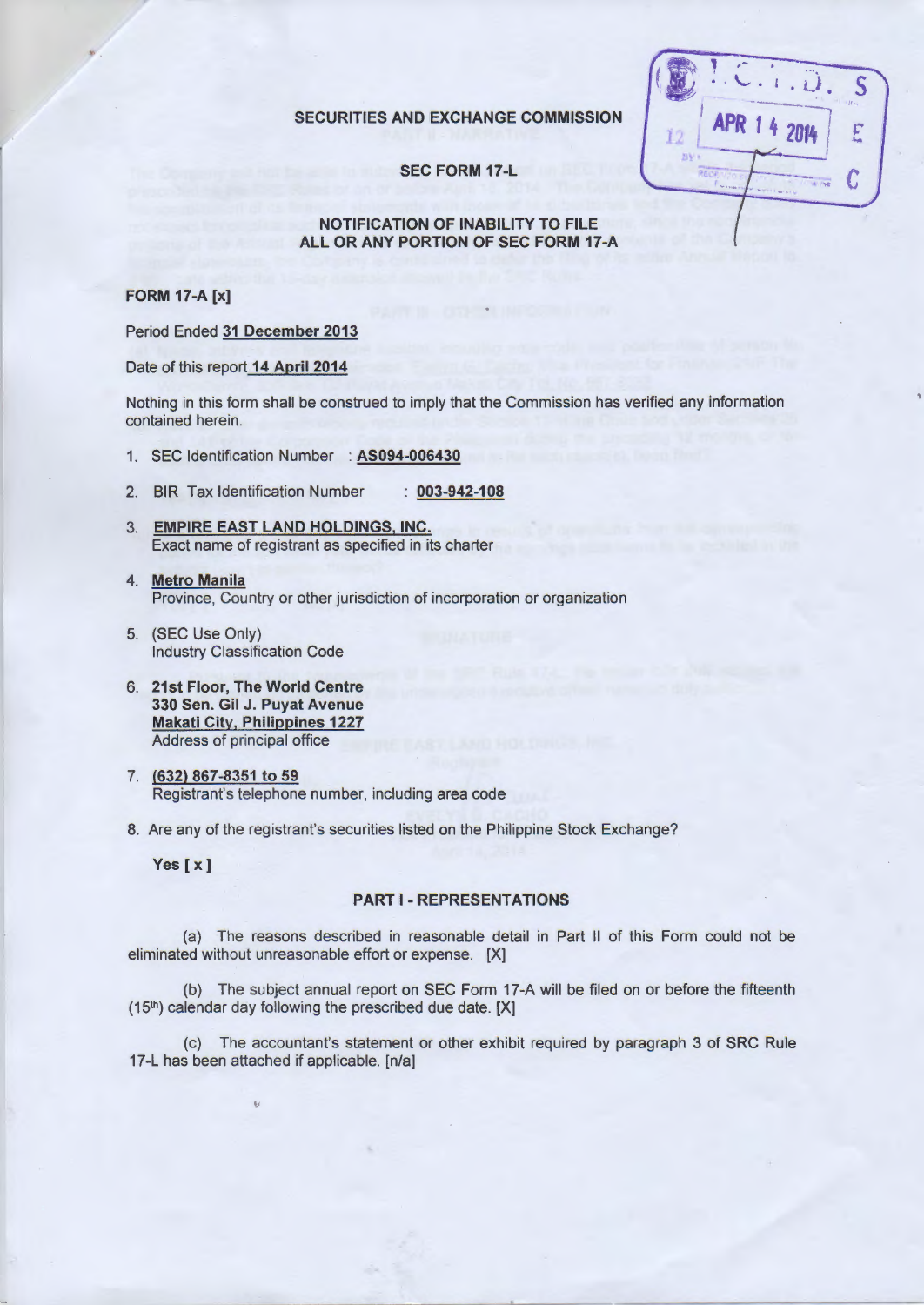## SECURITIES AND EXCHANGE COMMISSION

### SEC FORM 17-L

### NOTIFICATION OF INABILITY TO FILE ALL OR ANY PORTION OF SEC FORM 17-A

**FORM 17-A [x]**

Period Ended 31 December 2013

Date of this report 14 April 2014

Nothing in this form shall be construed to imply that the Commission has verified any information contained herein.

1. SEC Identification Number : **AS094-006430**

2. BIR Tax Identification Number : **003-942-108**

3. **EMPIRE EAST LAND HOLDINGS, INC.**
   Exact name of registrant as specified in its charter

4. **Metro Manila**
   Province, Country or other jurisdiction of incorporation or organization

5. (SEC Use Only)
   Industry Classification Code

6. **21st Floor, The World Centre**
   **330 Sen. Gil J. Puyat Avenue**
   **Makati City, Philippines 1227**
   Address of principal office

7. **(632) 867-8351 to 59**
   Registrant's telephone number, including area code

8. Are any of the registrant's securities listed on the Philippine Stock Exchange?

   **Yes [ x ]**

### PART I - REPRESENTATIONS

(a) The reasons described in reasonable detail in Part II of this Form could not be eliminated without unreasonable effort or expense. [X]

(b) The subject annual report on SEC Form 17-A will be filed on or before the fifteenth (15th) calendar day following the prescribed due date. [X]

(c) The accountant's statement or other exhibit required by paragraph 3 of SRC Rule 17-L has been attached if applicable. [n/a]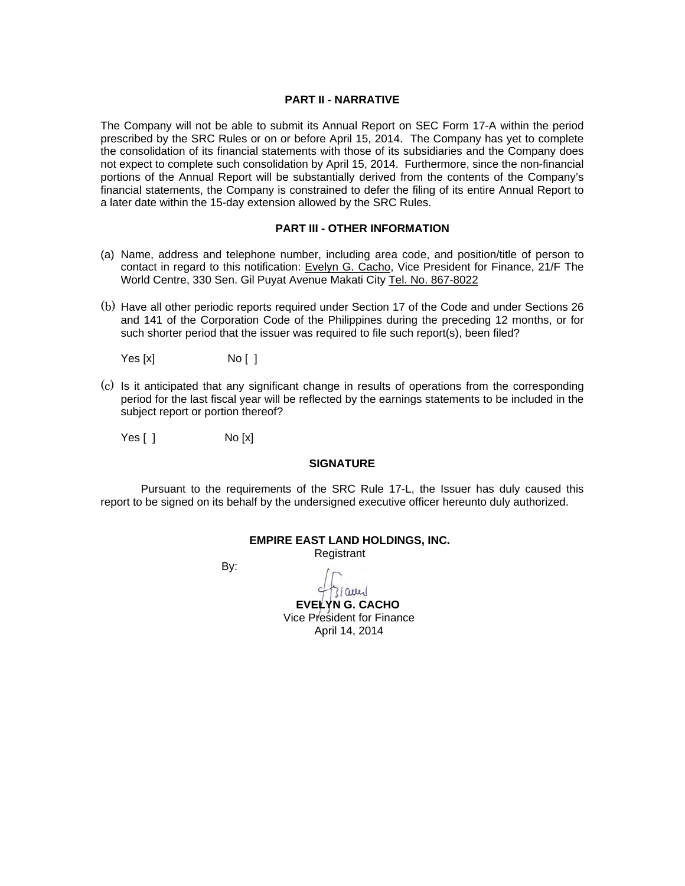## PART II - NARRATIVE

The Company will not be able to submit its Annual Report on SEC Form 17-A within the period prescribed by the SRC Rules or on or before April 15, 2014. The Company has yet to complete the consolidation of its financial statements with those of its subsidiaries and the Company does not expect to complete such consolidation by April 15, 2014. Furthermore, since the non-financial portions of the Annual Report will be substantially derived from the contents of the Company's financial statements, the Company is constrained to defer the filing of its entire Annual Report to a later date within the 15-day extension allowed by the SRC Rules.

## PART III - OTHER INFORMATION

(a) Name, address and telephone number, including area code, and position/title of person to contact in regard to this notification: Evelyn G. Cacho, Vice President for Finance, 21/F The World Centre, 330 Sen. Gil Puyat Avenue Makati City Tel. No. 867-8022

(b) Have all other periodic reports required under Section 17 of the Code and under Sections 26 and 141 of the Corporation Code of the Philippines during the preceding 12 months, or for such shorter period that the issuer was required to file such report(s), been filed?

Yes [x] No [ ]

(c) Is it anticipated that any significant change in results of operations from the corresponding period for the last fiscal year will be reflected by the earnings statements to be included in the subject report or portion thereof?

Yes [ ] No [x]

## SIGNATURE

Pursuant to the requirements of the SRC Rule 17-L, the Issuer has duly caused this report to be signed on its behalf by the undersigned executive officer hereunto duly authorized.

**EMPIRE EAST LAND HOLDINGS, INC.**
Registrant

By:

**EVELYN G. CACHO**
Vice President for Finance
April 14, 2014